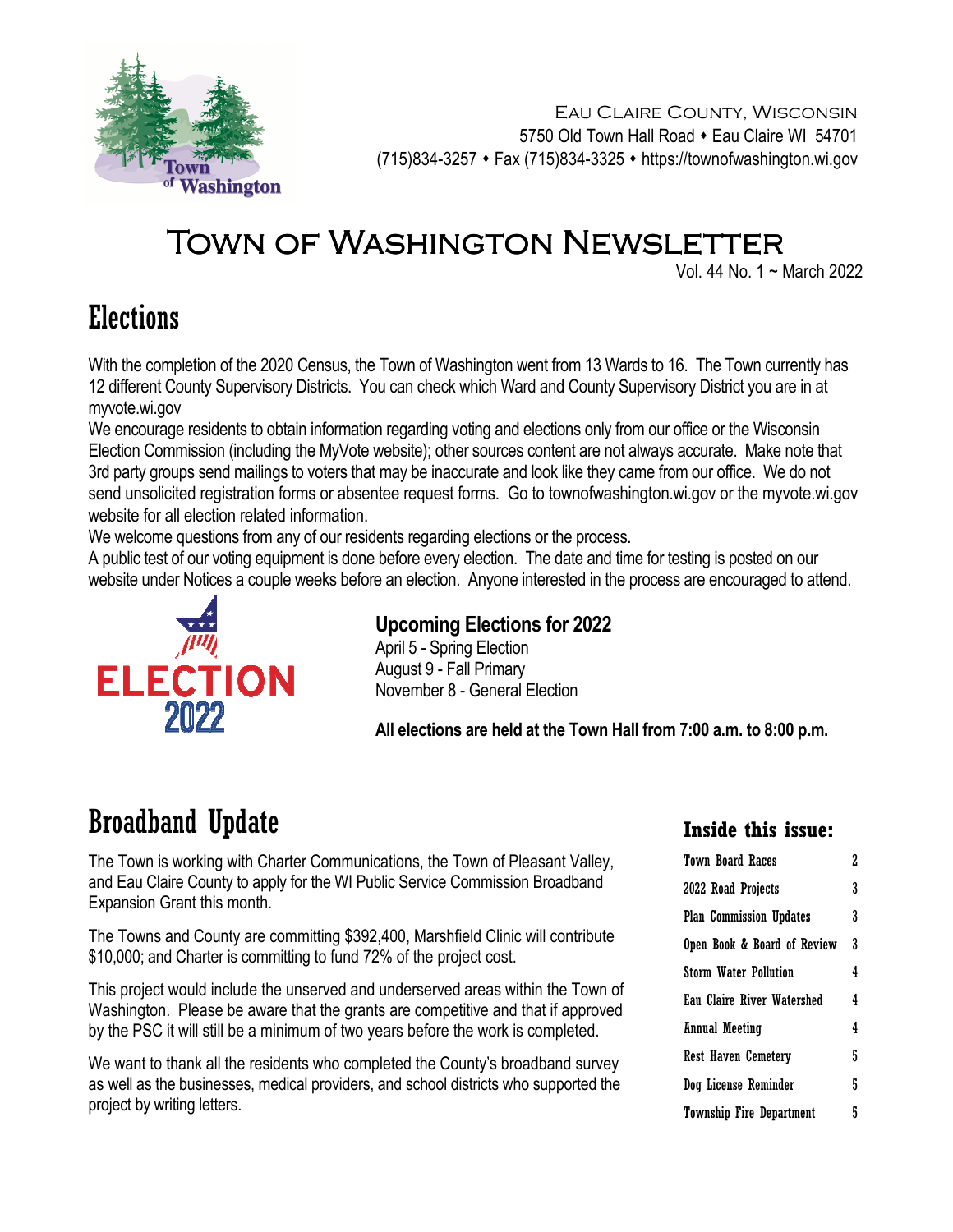Eau Claire County, Wisconsin
5750 Old Town Hall Road ♦ Eau Claire WI 54701
(715)834-3257 ♦ Fax (715)834-3325 ♦ https://townofwashington.wi.gov

# Town of Washington Newsletter

Vol. 44 No. 1 ~ March 2022

## Elections

With the completion of the 2020 Census, the Town of Washington went from 13 Wards to 16. The Town currently has 12 different County Supervisory Districts. You can check which Ward and County Supervisory District you are in at myvote.wi.gov

We encourage residents to obtain information regarding voting and elections only from our office or the Wisconsin Election Commission (including the MyVote website); other sources content are not always accurate. Make note that 3rd party groups send mailings to voters that may be inaccurate and look like they came from our office. We do not send unsolicited registration forms or absentee request forms. Go to townofwashington.wi.gov or the myvote.wi.gov website for all election related information.

We welcome questions from any of our residents regarding elections or the process.

A public test of our voting equipment is done before every election. The date and time for testing is posted on our website under Notices a couple weeks before an election. Anyone interested in the process are encouraged to attend.

ELECTION 2022

### Upcoming Elections for 2022

April 5 - Spring Election
August 9 - Fall Primary
November 8 - General Election

**All elections are held at the Town Hall from 7:00 a.m. to 8:00 p.m.**

## Broadband Update

The Town is working with Charter Communications, the Town of Pleasant Valley, and Eau Claire County to apply for the WI Public Service Commission Broadband Expansion Grant this month.

The Towns and County are committing $392,400, Marshfield Clinic will contribute $10,000; and Charter is committing to fund 72% of the project cost.

This project would include the unserved and underserved areas within the Town of Washington. Please be aware that the grants are competitive and that if approved by the PSC it will still be a minimum of two years before the work is completed.

We want to thank all the residents who completed the County's broadband survey as well as the businesses, medical providers, and school districts who supported the project by writing letters.

### Inside this issue:

| | |
|---|---|
| Town Board Races | 2 |
| 2022 Road Projects | 3 |
| Plan Commission Updates | 3 |
| Open Book & Board of Review | 3 |
| Storm Water Pollution | 4 |
| Eau Claire River Watershed | 4 |
| Annual Meeting | 4 |
| Rest Haven Cemetery | 5 |
| Dog License Reminder | 5 |
| Township Fire Department | 5 |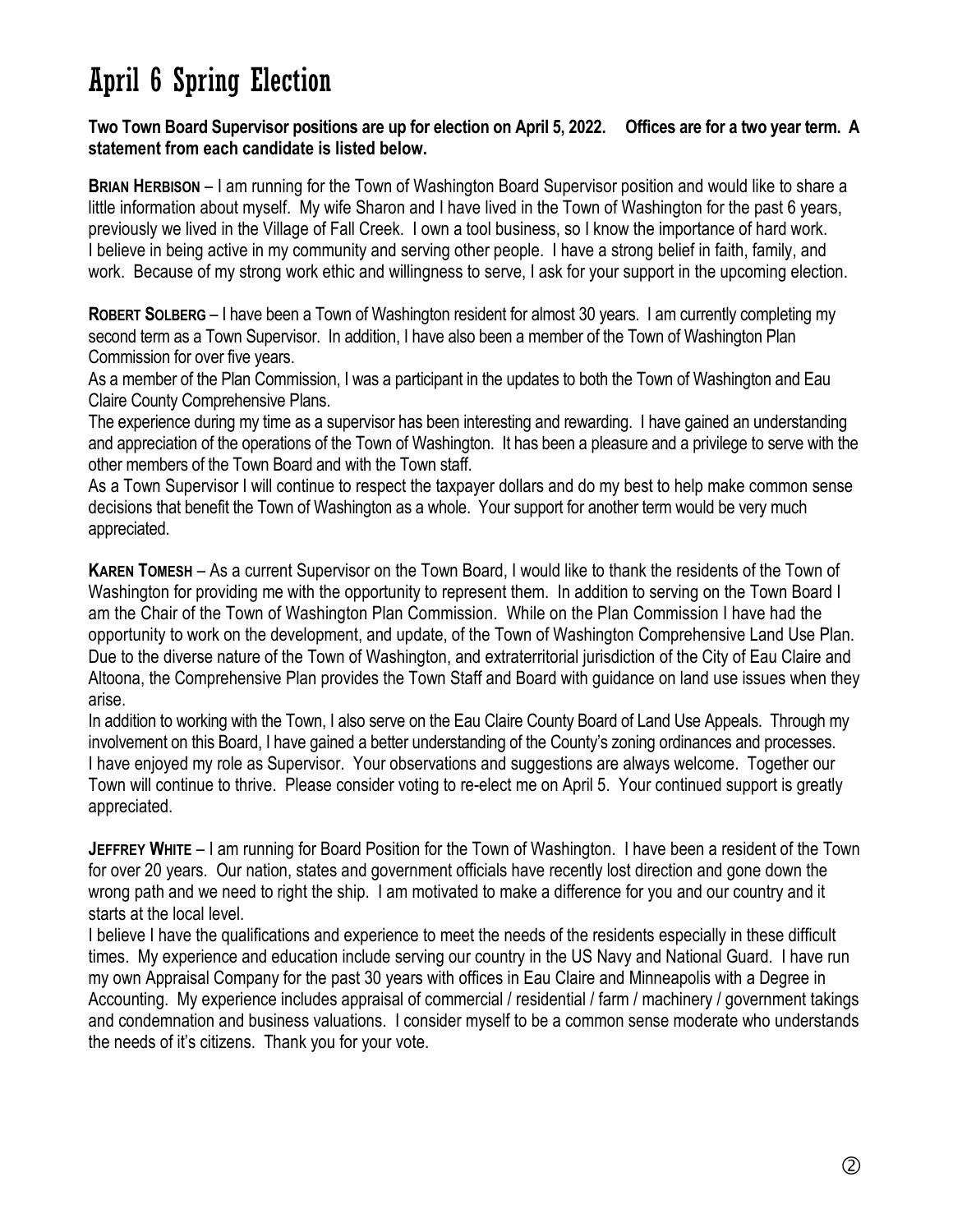# April 6 Spring Election

**Two Town Board Supervisor positions are up for election on April 5, 2022. Offices are for a two year term. A statement from each candidate is listed below.**

**BRIAN HERBISON** – I am running for the Town of Washington Board Supervisor position and would like to share a little information about myself. My wife Sharon and I have lived in the Town of Washington for the past 6 years, previously we lived in the Village of Fall Creek. I own a tool business, so I know the importance of hard work. I believe in being active in my community and serving other people. I have a strong belief in faith, family, and work. Because of my strong work ethic and willingness to serve, I ask for your support in the upcoming election.

**ROBERT SOLBERG** – I have been a Town of Washington resident for almost 30 years. I am currently completing my second term as a Town Supervisor. In addition, I have also been a member of the Town of Washington Plan Commission for over five years.

As a member of the Plan Commission, I was a participant in the updates to both the Town of Washington and Eau Claire County Comprehensive Plans.

The experience during my time as a supervisor has been interesting and rewarding. I have gained an understanding and appreciation of the operations of the Town of Washington. It has been a pleasure and a privilege to serve with the other members of the Town Board and with the Town staff.

As a Town Supervisor I will continue to respect the taxpayer dollars and do my best to help make common sense decisions that benefit the Town of Washington as a whole. Your support for another term would be very much appreciated.

**KAREN TOMESH** – As a current Supervisor on the Town Board, I would like to thank the residents of the Town of Washington for providing me with the opportunity to represent them. In addition to serving on the Town Board I am the Chair of the Town of Washington Plan Commission. While on the Plan Commission I have had the opportunity to work on the development, and update, of the Town of Washington Comprehensive Land Use Plan. Due to the diverse nature of the Town of Washington, and extraterritorial jurisdiction of the City of Eau Claire and Altoona, the Comprehensive Plan provides the Town Staff and Board with guidance on land use issues when they arise.

In addition to working with the Town, I also serve on the Eau Claire County Board of Land Use Appeals. Through my involvement on this Board, I have gained a better understanding of the County's zoning ordinances and processes. I have enjoyed my role as Supervisor. Your observations and suggestions are always welcome. Together our Town will continue to thrive. Please consider voting to re-elect me on April 5. Your continued support is greatly appreciated.

**JEFFREY WHITE** – I am running for Board Position for the Town of Washington. I have been a resident of the Town for over 20 years. Our nation, states and government officials have recently lost direction and gone down the wrong path and we need to right the ship. I am motivated to make a difference for you and our country and it starts at the local level.

I believe I have the qualifications and experience to meet the needs of the residents especially in these difficult times. My experience and education include serving our country in the US Navy and National Guard. I have run my own Appraisal Company for the past 30 years with offices in Eau Claire and Minneapolis with a Degree in Accounting. My experience includes appraisal of commercial / residential / farm / machinery / government takings and condemnation and business valuations. I consider myself to be a common sense moderate who understands the needs of it's citizens. Thank you for your vote.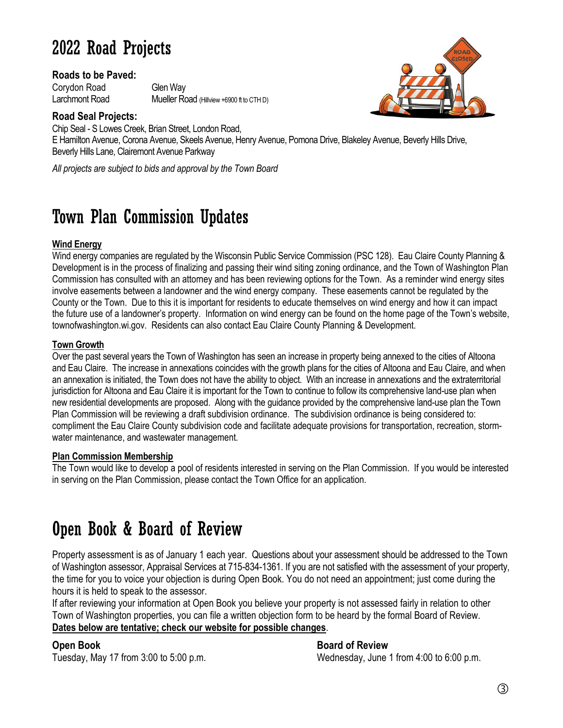# 2022 Road Projects

**Roads to be Paved:**

Corydon Road
Larchmont Road
Glen Way
Mueller Road (Hillview +6900 ft to CTH D)

**Road Seal Projects:**

Chip Seal - S Lowes Creek, Brian Street, London Road,
E Hamilton Avenue, Corona Avenue, Skeels Avenue, Henry Avenue, Pomona Drive, Blakeley Avenue, Beverly Hills Drive, Beverly Hills Lane, Clairemont Avenue Parkway

*All projects are subject to bids and approval by the Town Board*

# Town Plan Commission Updates

**Wind Energy**

Wind energy companies are regulated by the Wisconsin Public Service Commission (PSC 128). Eau Claire County Planning & Development is in the process of finalizing and passing their wind siting zoning ordinance, and the Town of Washington Plan Commission has consulted with an attorney and has been reviewing options for the Town. As a reminder wind energy sites involve easements between a landowner and the wind energy company. These easements cannot be regulated by the County or the Town. Due to this it is important for residents to educate themselves on wind energy and how it can impact the future use of a landowner's property. Information on wind energy can be found on the home page of the Town's website, townofwashington.wi.gov. Residents can also contact Eau Claire County Planning & Development.

**Town Growth**

Over the past several years the Town of Washington has seen an increase in property being annexed to the cities of Altoona and Eau Claire. The increase in annexations coincides with the growth plans for the cities of Altoona and Eau Claire, and when an annexation is initiated, the Town does not have the ability to object. With an increase in annexations and the extraterritorial jurisdiction for Altoona and Eau Claire it is important for the Town to continue to follow its comprehensive land-use plan when new residential developments are proposed. Along with the guidance provided by the comprehensive land-use plan the Town Plan Commission will be reviewing a draft subdivision ordinance. The subdivision ordinance is being considered to: compliment the Eau Claire County subdivision code and facilitate adequate provisions for transportation, recreation, storm-water maintenance, and wastewater management.

**Plan Commission Membership**

The Town would like to develop a pool of residents interested in serving on the Plan Commission. If you would be interested in serving on the Plan Commission, please contact the Town Office for an application.

# Open Book & Board of Review

Property assessment is as of January 1 each year. Questions about your assessment should be addressed to the Town of Washington assessor, Appraisal Services at 715-834-1361. If you are not satisfied with the assessment of your property, the time for you to voice your objection is during Open Book. You do not need an appointment; just come during the hours it is held to speak to the assessor.

If after reviewing your information at Open Book you believe your property is not assessed fairly in relation to other Town of Washington properties, you can file a written objection form to be heard by the formal Board of Review.

**Dates below are tentative; check our website for possible changes**.

**Open Book**
Tuesday, May 17 from 3:00 to 5:00 p.m.

**Board of Review**
Wednesday, June 1 from 4:00 to 6:00 p.m.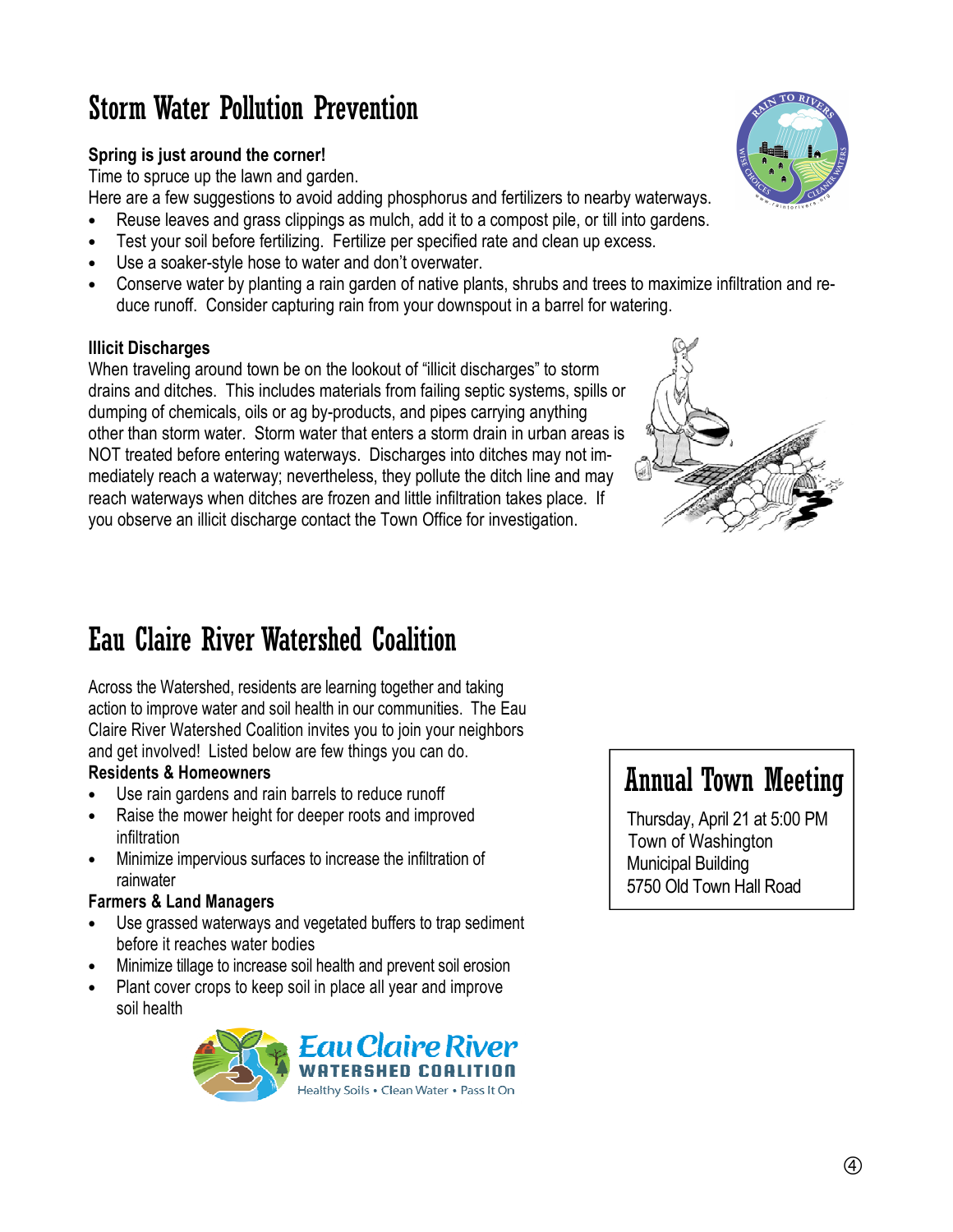# Storm Water Pollution Prevention

**Spring is just around the corner!**

Time to spruce up the lawn and garden.

Here are a few suggestions to avoid adding phosphorus and fertilizers to nearby waterways.

- Reuse leaves and grass clippings as mulch, add it to a compost pile, or till into gardens.
- Test your soil before fertilizing. Fertilize per specified rate and clean up excess.
- Use a soaker-style hose to water and don't overwater.
- Conserve water by planting a rain garden of native plants, shrubs and trees to maximize infiltration and reduce runoff. Consider capturing rain from your downspout in a barrel for watering.

**Illicit Discharges**

When traveling around town be on the lookout of "illicit discharges" to storm drains and ditches. This includes materials from failing septic systems, spills or dumping of chemicals, oils or ag by-products, and pipes carrying anything other than storm water. Storm water that enters a storm drain in urban areas is NOT treated before entering waterways. Discharges into ditches may not immediately reach a waterway; nevertheless, they pollute the ditch line and may reach waterways when ditches are frozen and little infiltration takes place. If you observe an illicit discharge contact the Town Office for investigation.

# Eau Claire River Watershed Coalition

Across the Watershed, residents are learning together and taking action to improve water and soil health in our communities. The Eau Claire River Watershed Coalition invites you to join your neighbors and get involved! Listed below are few things you can do.

**Residents & Homeowners**

- Use rain gardens and rain barrels to reduce runoff
- Raise the mower height for deeper roots and improved infiltration
- Minimize impervious surfaces to increase the infiltration of rainwater

**Farmers & Land Managers**

- Use grassed waterways and vegetated buffers to trap sediment before it reaches water bodies
- Minimize tillage to increase soil health and prevent soil erosion
- Plant cover crops to keep soil in place all year and improve soil health

Eau Claire River Watershed Coalition — Healthy Soils • Clean Water • Pass It On

## Annual Town Meeting

Thursday, April 21 at 5:00 PM
Town of Washington
Municipal Building
5750 Old Town Hall Road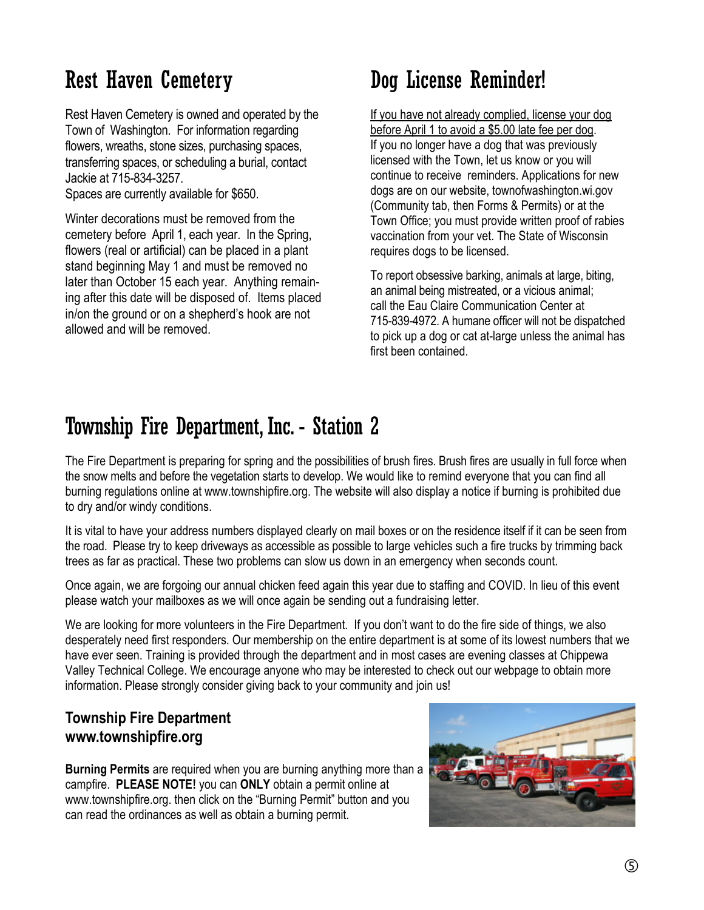## Rest Haven Cemetery

Rest Haven Cemetery is owned and operated by the Town of Washington. For information regarding flowers, wreaths, stone sizes, purchasing spaces, transferring spaces, or scheduling a burial, contact Jackie at 715-834-3257.
Spaces are currently available for $650.

Winter decorations must be removed from the cemetery before April 1, each year. In the Spring, flowers (real or artificial) can be placed in a plant stand beginning May 1 and must be removed no later than October 15 each year. Anything remaining after this date will be disposed of. Items placed in/on the ground or on a shepherd's hook are not allowed and will be removed.

## Dog License Reminder!

If you have not already complied, license your dog before April 1 to avoid a $5.00 late fee per dog. If you no longer have a dog that was previously licensed with the Town, let us know or you will continue to receive reminders. Applications for new dogs are on our website, townofwashington.wi.gov (Community tab, then Forms & Permits) or at the Town Office; you must provide written proof of rabies vaccination from your vet. The State of Wisconsin requires dogs to be licensed.

To report obsessive barking, animals at large, biting, an animal being mistreated, or a vicious animal; call the Eau Claire Communication Center at 715-839-4972. A humane officer will not be dispatched to pick up a dog or cat at-large unless the animal has first been contained.

## Township Fire Department, Inc. - Station 2

The Fire Department is preparing for spring and the possibilities of brush fires. Brush fires are usually in full force when the snow melts and before the vegetation starts to develop. We would like to remind everyone that you can find all burning regulations online at www.townshipfire.org. The website will also display a notice if burning is prohibited due to dry and/or windy conditions.

It is vital to have your address numbers displayed clearly on mail boxes or on the residence itself if it can be seen from the road. Please try to keep driveways as accessible as possible to large vehicles such a fire trucks by trimming back trees as far as practical. These two problems can slow us down in an emergency when seconds count.

Once again, we are forgoing our annual chicken feed again this year due to staffing and COVID. In lieu of this event please watch your mailboxes as we will once again be sending out a fundraising letter.

We are looking for more volunteers in the Fire Department. If you don't want to do the fire side of things, we also desperately need first responders. Our membership on the entire department is at some of its lowest numbers that we have ever seen. Training is provided through the department and in most cases are evening classes at Chippewa Valley Technical College. We encourage anyone who may be interested to check out our webpage to obtain more information. Please strongly consider giving back to your community and join us!

### Township Fire Department
### www.townshipfire.org

**Burning Permits** are required when you are burning anything more than a campfire. **PLEASE NOTE!** you can **ONLY** obtain a permit online at www.townshipfire.org. then click on the "Burning Permit" button and you can read the ordinances as well as obtain a burning permit.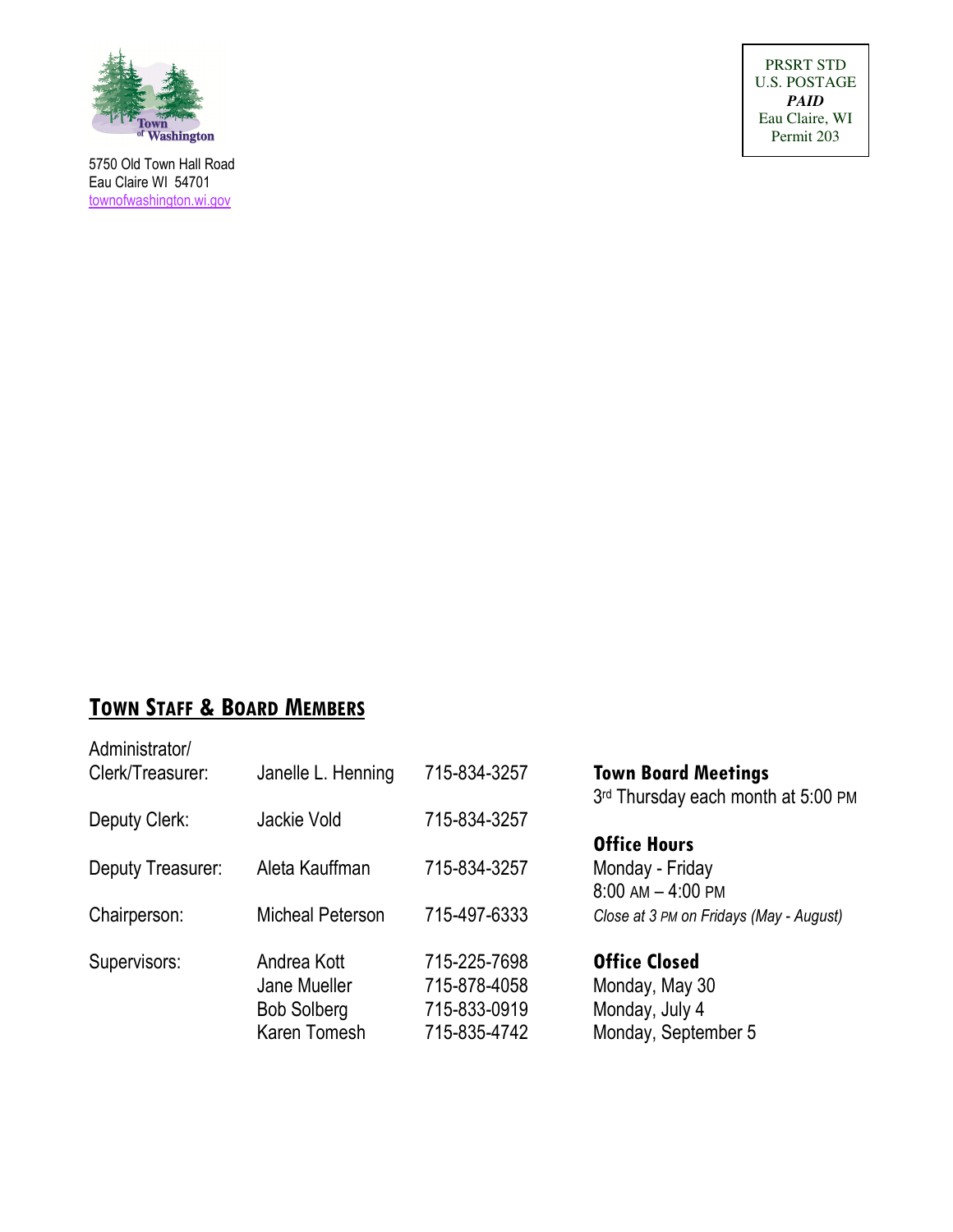Town of Washington

5750 Old Town Hall Road
Eau Claire WI 54701
townofwashington.wi.gov

PRSRT STD
U.S. POSTAGE
***PAID***
Eau Claire, WI
Permit 203

## TOWN STAFF & BOARD MEMBERS

| | | |
|---|---|---|
| Administrator/ Clerk/Treasurer: | Janelle L. Henning | 715-834-3257 |
| Deputy Clerk: | Jackie Vold | 715-834-3257 |
| Deputy Treasurer: | Aleta Kauffman | 715-834-3257 |
| Chairperson: | Micheal Peterson | 715-497-6333 |
| Supervisors: | Andrea Kott | 715-225-7698 |
| | Jane Mueller | 715-878-4058 |
| | Bob Solberg | 715-833-0919 |
| | Karen Tomesh | 715-835-4742 |

**Town Board Meetings**
3rd Thursday each month at 5:00 PM

**Office Hours**
Monday - Friday
8:00 AM – 4:00 PM
*Close at 3 PM on Fridays (May - August)*

**Office Closed**
Monday, May 30
Monday, July 4
Monday, September 5